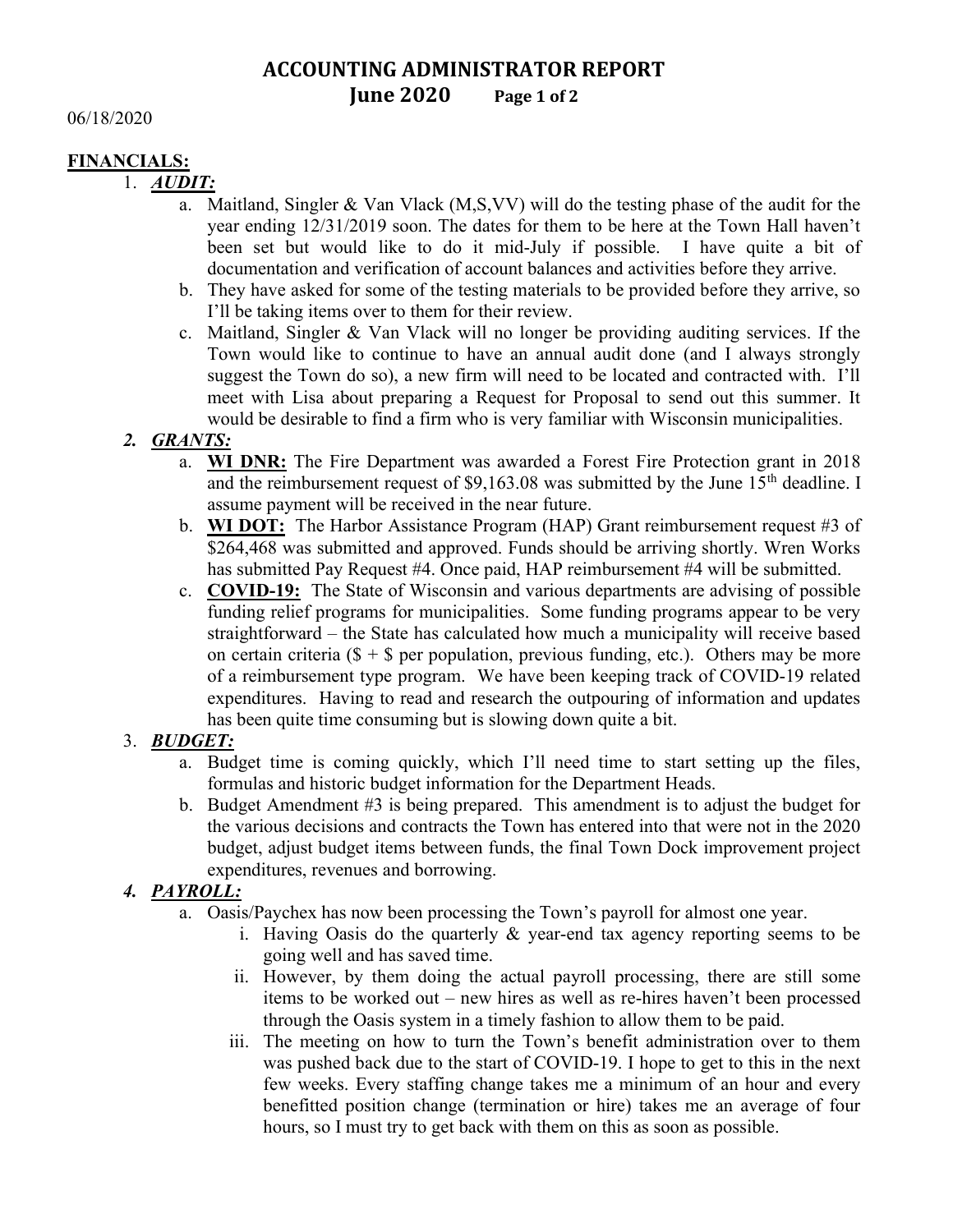# ACCOUNTING ADMINISTRATOR REPORT
## June 2020

06/18/2020

**FINANCIALS:**

1. ***AUDIT:***
   a. Maitland, Singler & Van Vlack (M,S,VV) will do the testing phase of the audit for the year ending 12/31/2019 soon. The dates for them to be here at the Town Hall haven't been set but would like to do it mid-July if possible. I have quite a bit of documentation and verification of account balances and activities before they arrive.
   b. They have asked for some of the testing materials to be provided before they arrive, so I'll be taking items over to them for their review.
   c. Maitland, Singler & Van Vlack will no longer be providing auditing services. If the Town would like to continue to have an annual audit done (and I always strongly suggest the Town do so), a new firm will need to be located and contracted with. I'll meet with Lisa about preparing a Request for Proposal to send out this summer. It would be desirable to find a firm who is very familiar with Wisconsin municipalities.

2. ***GRANTS:***
   a. **WI DNR:** The Fire Department was awarded a Forest Fire Protection grant in 2018 and the reimbursement request of $9,163.08 was submitted by the June 15th deadline. I assume payment will be received in the near future.
   b. **WI DOT:** The Harbor Assistance Program (HAP) Grant reimbursement request #3 of $264,468 was submitted and approved. Funds should be arriving shortly. Wren Works has submitted Pay Request #4. Once paid, HAP reimbursement #4 will be submitted.
   c. **COVID-19:** The State of Wisconsin and various departments are advising of possible funding relief programs for municipalities. Some funding programs appear to be very straightforward – the State has calculated how much a municipality will receive based on certain criteria ($ + $ per population, previous funding, etc.). Others may be more of a reimbursement type program. We have been keeping track of COVID-19 related expenditures. Having to read and research the outpouring of information and updates has been quite time consuming but is slowing down quite a bit.

3. ***BUDGET:***
   a. Budget time is coming quickly, which I'll need time to start setting up the files, formulas and historic budget information for the Department Heads.
   b. Budget Amendment #3 is being prepared. This amendment is to adjust the budget for the various decisions and contracts the Town has entered into that were not in the 2020 budget, adjust budget items between funds, the final Town Dock improvement project expenditures, revenues and borrowing.

4. ***PAYROLL:***
   a. Oasis/Paychex has now been processing the Town's payroll for almost one year.
      i. Having Oasis do the quarterly & year-end tax agency reporting seems to be going well and has saved time.
      ii. However, by them doing the actual payroll processing, there are still some items to be worked out – new hires as well as re-hires haven't been processed through the Oasis system in a timely fashion to allow them to be paid.
      iii. The meeting on how to turn the Town's benefit administration over to them was pushed back due to the start of COVID-19. I hope to get to this in the next few weeks. Every staffing change takes me a minimum of an hour and every benefitted position change (termination or hire) takes me an average of four hours, so I must try to get back with them on this as soon as possible.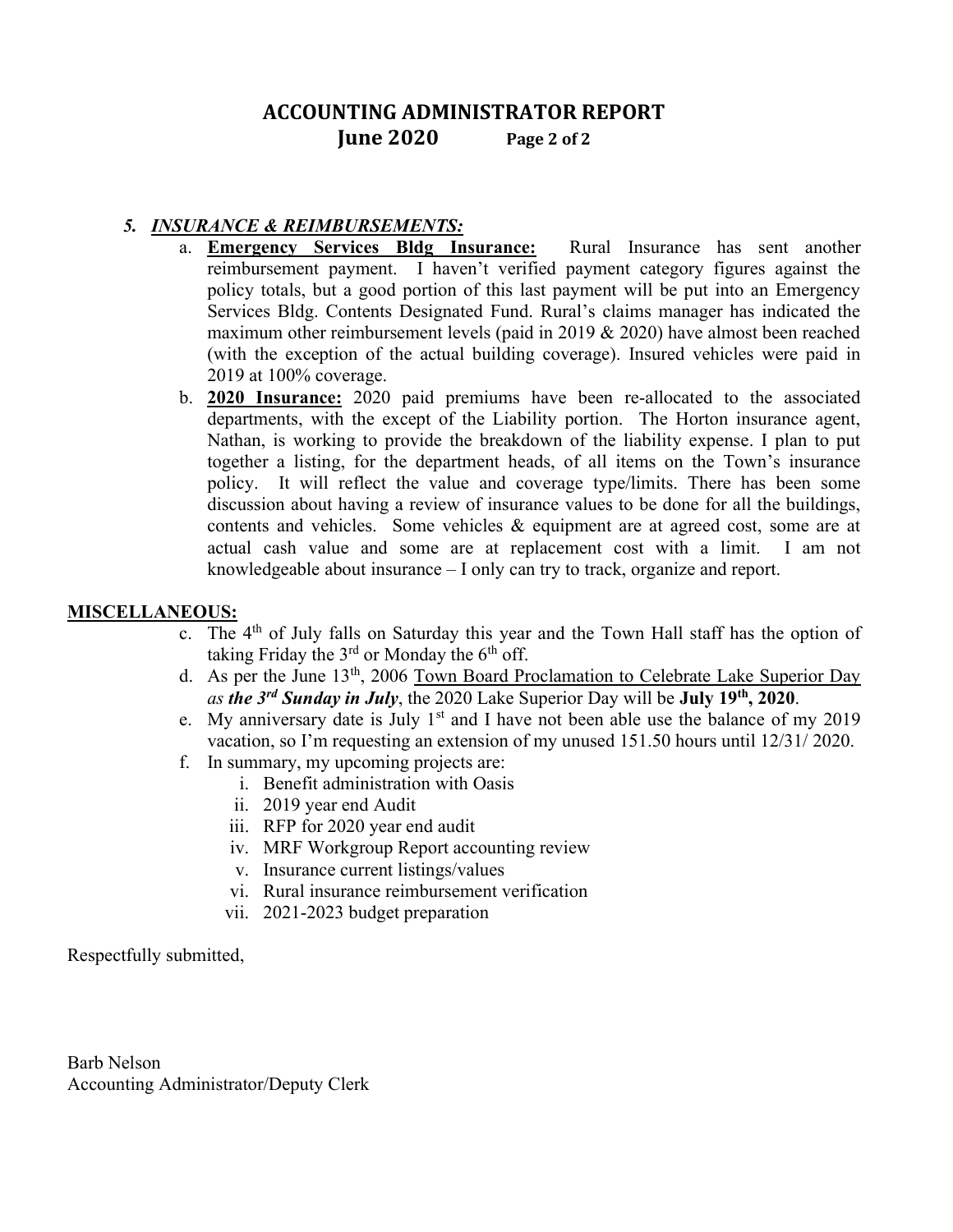# ACCOUNTING ADMINISTRATOR REPORT

## June 2020

5. ***INSURANCE & REIMBURSEMENTS:***
   a. **Emergency Services Bldg Insurance:** Rural Insurance has sent another reimbursement payment. I haven't verified payment category figures against the policy totals, but a good portion of this last payment will be put into an Emergency Services Bldg. Contents Designated Fund. Rural's claims manager has indicated the maximum other reimbursement levels (paid in 2019 & 2020) have almost been reached (with the exception of the actual building coverage). Insured vehicles were paid in 2019 at 100% coverage.
   
   b. **2020 Insurance:** 2020 paid premiums have been re-allocated to the associated departments, with the except of the Liability portion. The Horton insurance agent, Nathan, is working to provide the breakdown of the liability expense. I plan to put together a listing, for the department heads, of all items on the Town's insurance policy. It will reflect the value and coverage type/limits. There has been some discussion about having a review of insurance values to be done for all the buildings, contents and vehicles. Some vehicles & equipment are at agreed cost, some are at actual cash value and some are at replacement cost with a limit. I am not knowledgeable about insurance – I only can try to track, organize and report.

**MISCELLANEOUS:**

c. The 4th of July falls on Saturday this year and the Town Hall staff has the option of taking Friday the 3rd or Monday the 6th off.

d. As per the June 13th, 2006 Town Board Proclamation to Celebrate Lake Superior Day *as **the 3rd Sunday in July***, the 2020 Lake Superior Day will be **July 19th, 2020**.

e. My anniversary date is July 1st and I have not been able use the balance of my 2019 vacation, so I'm requesting an extension of my unused 151.50 hours until 12/31/ 2020.

f. In summary, my upcoming projects are:
   i. Benefit administration with Oasis
   ii. 2019 year end Audit
   iii. RFP for 2020 year end audit
   iv. MRF Workgroup Report accounting review
   v. Insurance current listings/values
   vi. Rural insurance reimbursement verification
   vii. 2021-2023 budget preparation

Respectfully submitted,

Barb Nelson
Accounting Administrator/Deputy Clerk